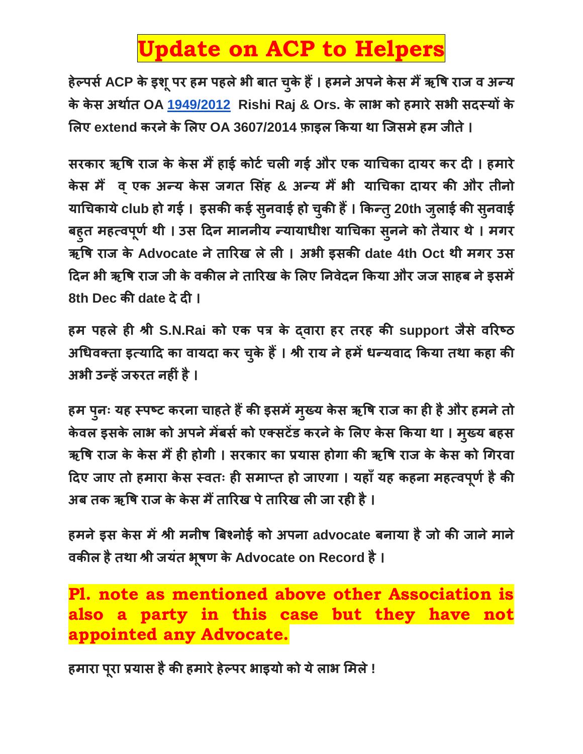# Update on ACP to Helpers

**हेल्पर्स ACP के इशू पर हम पहले भी बात चुके हैं । हमने अपने केस मैं ऋषि राज व अन्य के केस अर्थात OA [1949/2012](1949/2012) Rishi Raj & Ors. के लाभ को हमारे सभी सदस्यों के लिए extend करने के लिए OA 3607/2014 फ़ाइल किया था जिसमे हम जीते ।**

**सरकार ऋषि राज के केस मैं हाई कोर्ट चली गई और एक याचिका दायर कर दी । हमारे केस मैं व् एक अन्य केस जगत सिंह & अन्य मैं भी याचिका दायर की और तीनो याचिकाये club हो गई । इसकी कई सुनवाई हो चुकी हैं । किन्तु 20th जुलाई की सुनवाई बहुत महत्वपूर्ण थी । उस दिन माननीय न्यायाधीश याचिका सुनने को तैयार थे । मगर ऋषि राज के Advocate ने तारिख ले ली । अभी इसकी date 4th Oct थी मगर उस दिन भी ऋषि राज जी के वकील ने तारिख के लिए निवेदन किया और जज साहब ने इसमें 8th Dec की date दे दी ।**

**हम पहले ही श्री S.N.Rai को एक पत्र के द्वारा हर तरह की support जैसे वरिष्ठ अधिवक्ता इत्यादि का वायदा कर चुके हैं । श्री राय ने हमें धन्यवाद किया तथा कहा की अभी उन्हें जरुरत नहीं है ।**

**हम पुनः यह स्पष्ट करना चाहते हैं की इसमें मुख्य केस ऋषि राज का ही है और हमने तो केवल इसके लाभ को अपने मेंबर्स को एक्सटेंड करने के लिए केस किया था । मुख्य बहस ऋषि राज के केस मैं ही होगी । सरकार का प्रयास होगा की ऋषि राज के केस को गिरवा दिए जाए तो हमारा केस स्वतः ही समाप्त हो जाएगा । यहाँ यह कहना महत्वपूर्ण है की अब तक ऋषि राज के केस मैं तारिख पे तारिख ली जा रही है ।**

**हमने इस केस में श्री मनीष बिश्नोई को अपना advocate बनाया है जो की जाने माने वकील है तथा श्री जयंत भूषण के Advocate on Record है ।**

## Pl. note as mentioned above other Association is also a party in this case but they have not appointed any Advocate.

**हमारा पूरा प्रयास है की हमारे हेल्पर भाइयो को ये लाभ मिले !**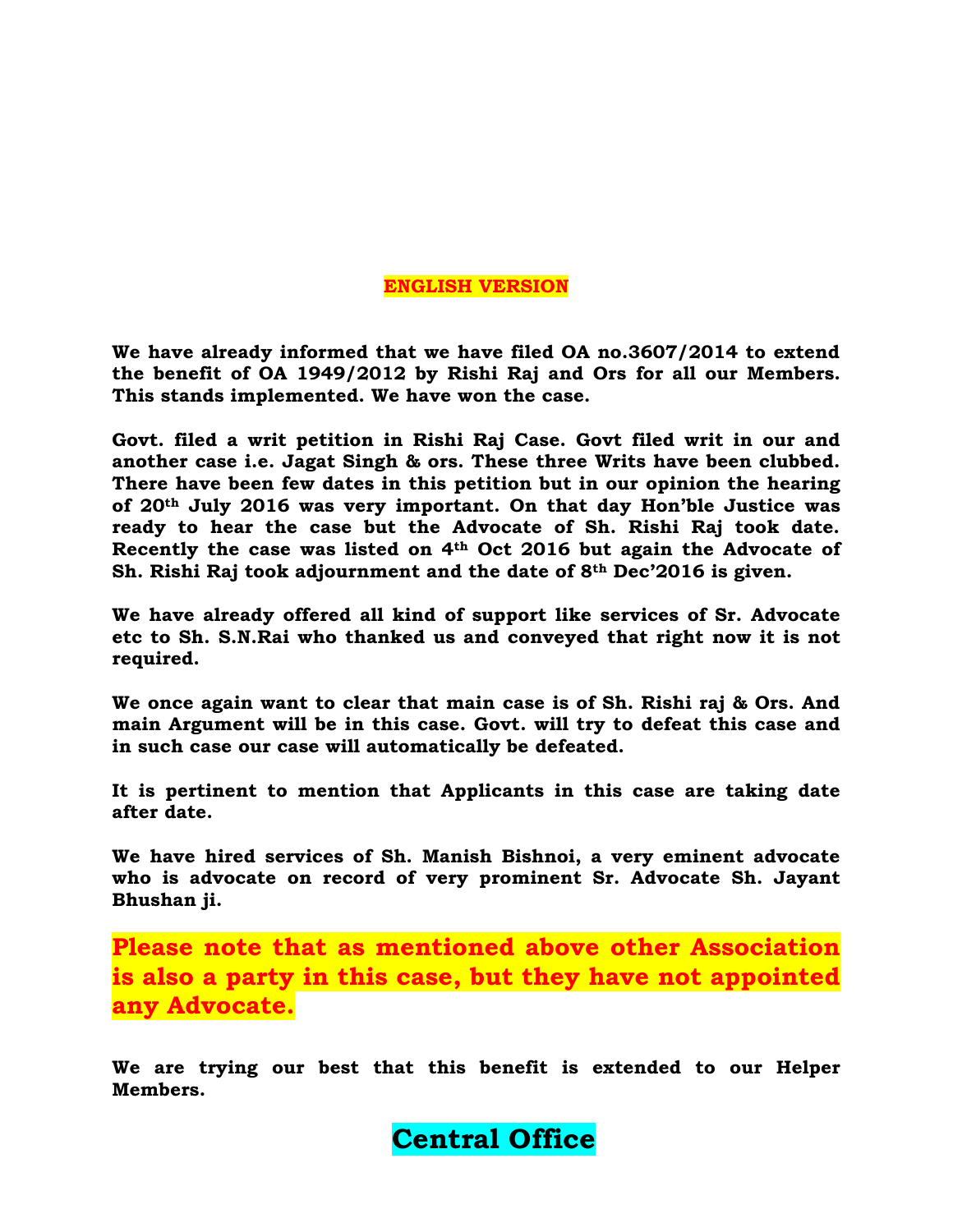**ENGLISH VERSION**

**We have already informed that we have filed OA no.3607/2014 to extend the benefit of OA 1949/2012 by Rishi Raj and Ors for all our Members. This stands implemented. We have won the case.**

**Govt. filed a writ petition in Rishi Raj Case. Govt filed writ in our and another case i.e. Jagat Singh & ors. These three Writs have been clubbed. There have been few dates in this petition but in our opinion the hearing of 20th July 2016 was very important. On that day Hon'ble Justice was ready to hear the case but the Advocate of Sh. Rishi Raj took date. Recently the case was listed on 4th Oct 2016 but again the Advocate of Sh. Rishi Raj took adjournment and the date of 8th Dec'2016 is given.**

**We have already offered all kind of support like services of Sr. Advocate etc to Sh. S.N.Rai who thanked us and conveyed that right now it is not required.**

**We once again want to clear that main case is of Sh. Rishi raj & Ors. And main Argument will be in this case. Govt. will try to defeat this case and in such case our case will automatically be defeated.**

**It is pertinent to mention that Applicants in this case are taking date after date.**

**We have hired services of Sh. Manish Bishnoi, a very eminent advocate who is advocate on record of very prominent Sr. Advocate Sh. Jayant Bhushan ji.**

**Please note that as mentioned above other Association is also a party in this case, but they have not appointed any Advocate.**

**We are trying our best that this benefit is extended to our Helper Members.**

**Central Office**